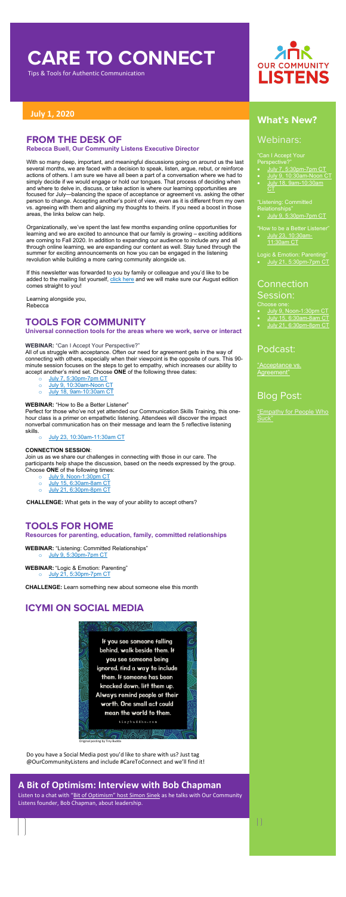# CARE TO CONNECT

Tips & Tools for Authentic Communication

OUR COMMUNITY LISTENS

**July 1, 2020**

## FROM THE DESK OF

**Rebecca Buell, Our Community Listens Executive Director**

With so many deep, important, and meaningful discussions going on around us the last several months, we are faced with a decision to speak, listen, argue, rebut, or reinforce actions of others. I am sure we have all been a part of a conversation where we had to simply decide if we would engage or hold our tongues. That process of deciding when and where to delve in, discuss, or take action is where our learning opportunities are focused for July—balancing the space of acceptance or agreement vs. asking the other person to change. Accepting another's point of view, even as it is different from my own vs. agreeing with them and aligning my thoughts to theirs. If you need a boost in those areas, the links below can help.

Organizationally, we've spent the last few months expanding online opportunities for learning and we are excited to announce that our family is growing – exciting additions are coming to Fall 2020. In addition to expanding our audience to include any and all through online learning, we are expanding our content as well. Stay tuned through the summer for exciting announcements on how you can be engaged in the listening revolution while building a more caring community alongside us.

If this newsletter was forwarded to you by family or colleague and you'd like to be added to the mailing list yourself, click here and we will make sure our August edition comes straight to you!

Learning alongside you,
Rebecca

## TOOLS FOR COMMUNITY

**Universal connection tools for the areas where we work, serve or interact**

**WEBINAR:** "Can I Accept Your Perspective?"

All of us struggle with acceptance. Often our need for agreement gets in the way of connecting with others, especially when their viewpoint is the opposite of ours. This 90-minute session focuses on the steps to get to empathy, which increases our ability to accept another's mind set. Choose **ONE** of the following three dates:

- July 7, 5:30pm-7pm CT
- July 9, 10:30am-Noon CT
- July 18, 9am-10:30am CT

**WEBINAR:** "How to Be a Better Listener"

Perfect for those who've not yet attended our Communication Skills Training, this one-hour class is a primer on empathetic listening. Attendees will discover the impact nonverbal communication has on their message and learn the 5 reflective listening skills.

- July 23, 10:30am-11:30am CT

**CONNECTION SESSION:**

Join us as we share our challenges in connecting with those in our care. The participants help shape the discussion, based on the needs expressed by the group. Choose **ONE** of the following times:

- July 9, Noon-1:30pm CT
- July 15, 6:30am-8am CT
- July 21, 6:30pm-8pm CT

**CHALLENGE:** What gets in the way of your ability to accept others?

## TOOLS FOR HOME

**Resources for parenting, education, family, committed relationships**

**WEBINAR:** "Listening: Committed Relationships"

- July 9, 5:30pm-7pm CT

**WEBINAR:** "Logic & Emotion: Parenting"

- July 21, 5:30pm-7pm CT

**CHALLENGE:** Learn something new about someone else this month

## ICYMI ON SOCIAL MEDIA

If you see someone falling behind, walk beside them. If you see someone being ignored, find a way to include them. If someone has been knocked down, lift them up. Always remind people of their worth. One small act could mean the world to them.

tinybuddha.com

Original posting by Tiny Buddha

Do you have a Social Media post you'd like to share with us? Just tag @OurCommunityListens and include #CareToConnect and we'll find it!

## A Bit of Optimism: Interview with Bob Chapman

Listen to a chat with "Bit of Optimism" host Simon Sinek as he talks with Our Community Listens founder, Bob Chapman, about leadership.

## What's New?

### Webinars:

"Can I Accept Your Perspective?"

- July 7, 5:30pm-7pm CT
- July 9, 10:30am-Noon CT
- July 18, 9am-10:30am CT

"Listening: Committed Relationships"

- July 9, 5:30pm-7pm CT

"How to be a Better Listener"

- July 23, 10:30am-11:30am CT

Logic & Emotion: Parenting"

- July 21, 5:30pm-7pm CT

### Connection Session:

Choose one:

- July 9, Noon-1:30pm CT
- July 15, 6:30am-8am CT
- July 21, 6:30pm-8pm CT

### Podcast:

"Acceptance vs. Agreement"

### Blog Post:

"Empathy for People Who Suck"